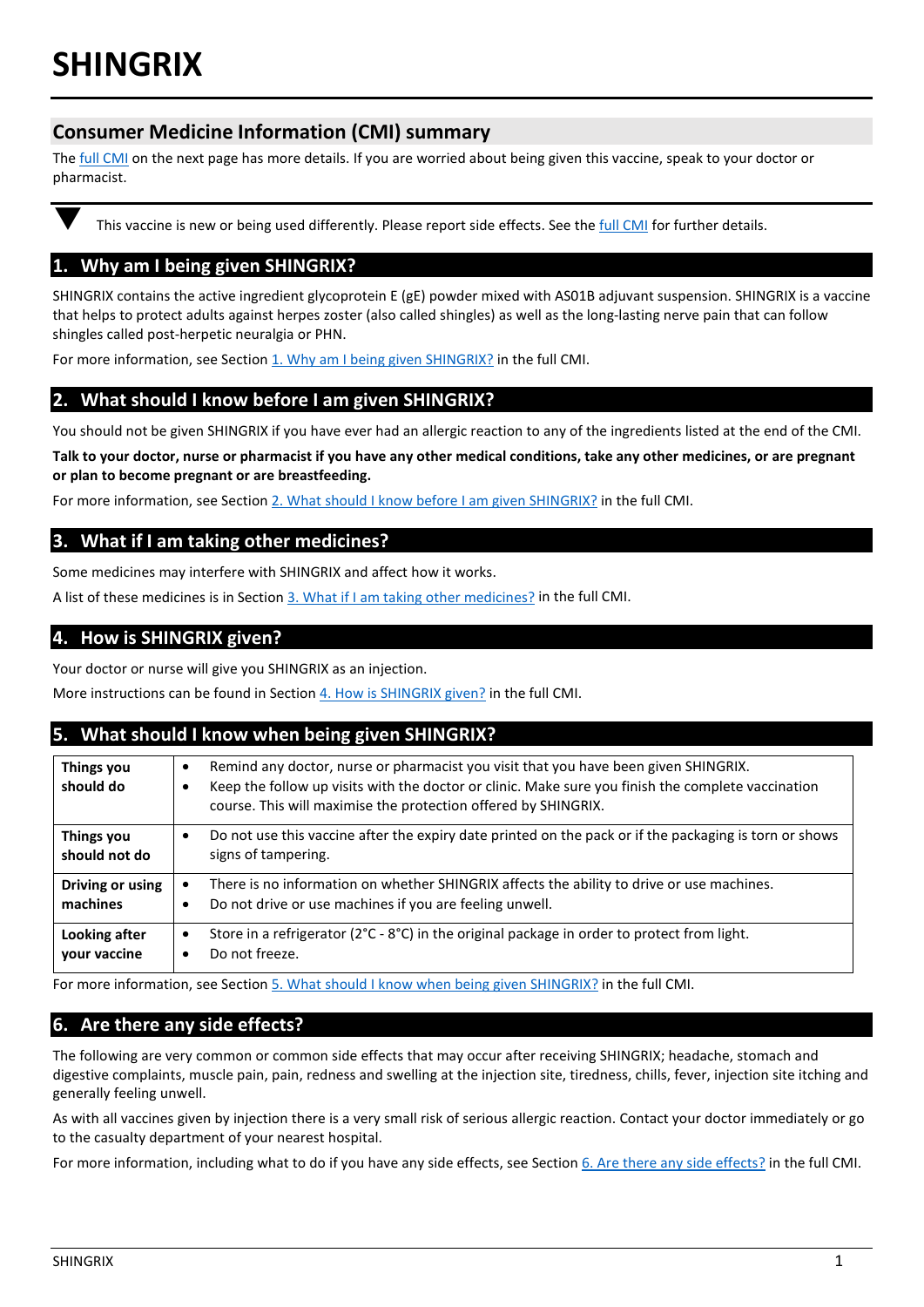# SHINGRIX

## Consumer Medicine Information (CMI) summary

The full CMI on the next page has more details. If you are worried about being given this vaccine, speak to your doctor or pharmacist.

▼ This vaccine is new or being used differently. Please report side effects. See the full CMI for further details.

## 1. Why am I being given SHINGRIX?

SHINGRIX contains the active ingredient glycoprotein E (gE) powder mixed with AS01B adjuvant suspension. SHINGRIX is a vaccine that helps to protect adults against herpes zoster (also called shingles) as well as the long-lasting nerve pain that can follow shingles called post-herpetic neuralgia or PHN.

For more information, see Section 1. Why am I being given SHINGRIX? in the full CMI.

## 2. What should I know before I am given SHINGRIX?

You should not be given SHINGRIX if you have ever had an allergic reaction to any of the ingredients listed at the end of the CMI.

**Talk to your doctor, nurse or pharmacist if you have any other medical conditions, take any other medicines, or are pregnant or plan to become pregnant or are breastfeeding.**

For more information, see Section 2. What should I know before I am given SHINGRIX? in the full CMI.

## 3. What if I am taking other medicines?

Some medicines may interfere with SHINGRIX and affect how it works.

A list of these medicines is in Section 3. What if I am taking other medicines? in the full CMI.

## 4. How is SHINGRIX given?

Your doctor or nurse will give you SHINGRIX as an injection.

More instructions can be found in Section 4. How is SHINGRIX given? in the full CMI.

## 5. What should I know when being given SHINGRIX?

| | |
|---|---|
| **Things you should do** | • Remind any doctor, nurse or pharmacist you visit that you have been given SHINGRIX.<br>• Keep the follow up visits with the doctor or clinic. Make sure you finish the complete vaccination course. This will maximise the protection offered by SHINGRIX. |
| **Things you should not do** | • Do not use this vaccine after the expiry date printed on the pack or if the packaging is torn or shows signs of tampering. |
| **Driving or using machines** | • There is no information on whether SHINGRIX affects the ability to drive or use machines.<br>• Do not drive or use machines if you are feeling unwell. |
| **Looking after your vaccine** | • Store in a refrigerator (2°C - 8°C) in the original package in order to protect from light.<br>• Do not freeze. |

For more information, see Section 5. What should I know when being given SHINGRIX? in the full CMI.

## 6. Are there any side effects?

The following are very common or common side effects that may occur after receiving SHINGRIX; headache, stomach and digestive complaints, muscle pain, pain, redness and swelling at the injection site, tiredness, chills, fever, injection site itching and generally feeling unwell.

As with all vaccines given by injection there is a very small risk of serious allergic reaction. Contact your doctor immediately or go to the casualty department of your nearest hospital.

For more information, including what to do if you have any side effects, see Section 6. Are there any side effects? in the full CMI.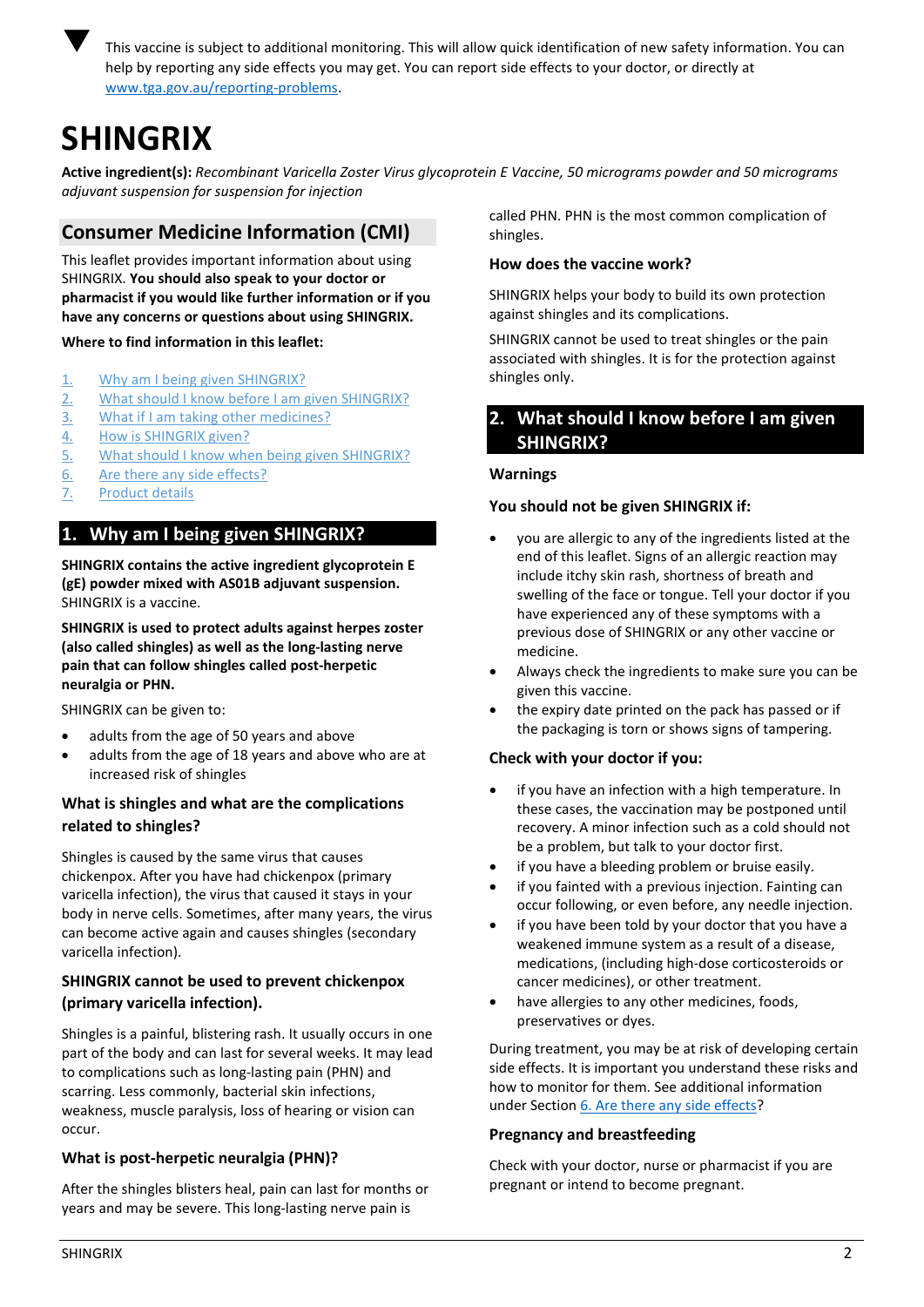▼ This vaccine is subject to additional monitoring. This will allow quick identification of new safety information. You can help by reporting any side effects you may get. You can report side effects to your doctor, or directly at [www.tga.gov.au/reporting-problems](www.tga.gov.au/reporting-problems).

# SHINGRIX

**Active ingredient(s):** *Recombinant Varicella Zoster Virus glycoprotein E Vaccine, 50 micrograms powder and 50 micrograms adjuvant suspension for suspension for injection*

## Consumer Medicine Information (CMI)

This leaflet provides important information about using SHINGRIX. **You should also speak to your doctor or pharmacist if you would like further information or if you have any concerns or questions about using SHINGRIX.**

**Where to find information in this leaflet:**

1. Why am I being given SHINGRIX?
2. What should I know before I am given SHINGRIX?
3. What if I am taking other medicines?
4. How is SHINGRIX given?
5. What should I know when being given SHINGRIX?
6. Are there any side effects?
7. Product details

## 1. Why am I being given SHINGRIX?

**SHINGRIX contains the active ingredient glycoprotein E (gE) powder mixed with AS01B adjuvant suspension.** SHINGRIX is a vaccine.

**SHINGRIX is used to protect adults against herpes zoster (also called shingles) as well as the long-lasting nerve pain that can follow shingles called post-herpetic neuralgia or PHN.**

SHINGRIX can be given to:

- adults from the age of 50 years and above
- adults from the age of 18 years and above who are at increased risk of shingles

### What is shingles and what are the complications related to shingles?

Shingles is caused by the same virus that causes chickenpox. After you have had chickenpox (primary varicella infection), the virus that caused it stays in your body in nerve cells. Sometimes, after many years, the virus can become active again and causes shingles (secondary varicella infection).

### SHINGRIX cannot be used to prevent chickenpox (primary varicella infection).

Shingles is a painful, blistering rash. It usually occurs in one part of the body and can last for several weeks. It may lead to complications such as long-lasting pain (PHN) and scarring. Less commonly, bacterial skin infections, weakness, muscle paralysis, loss of hearing or vision can occur.

### What is post-herpetic neuralgia (PHN)?

After the shingles blisters heal, pain can last for months or years and may be severe. This long-lasting nerve pain is called PHN. PHN is the most common complication of shingles.

### How does the vaccine work?

SHINGRIX helps your body to build its own protection against shingles and its complications.

SHINGRIX cannot be used to treat shingles or the pain associated with shingles. It is for the protection against shingles only.

## 2. What should I know before I am given SHINGRIX?

### Warnings

### You should not be given SHINGRIX if:

- you are allergic to any of the ingredients listed at the end of this leaflet. Signs of an allergic reaction may include itchy skin rash, shortness of breath and swelling of the face or tongue. Tell your doctor if you have experienced any of these symptoms with a previous dose of SHINGRIX or any other vaccine or medicine.
- Always check the ingredients to make sure you can be given this vaccine.
- the expiry date printed on the pack has passed or if the packaging is torn or shows signs of tampering.

### Check with your doctor if you:

- if you have an infection with a high temperature. In these cases, the vaccination may be postponed until recovery. A minor infection such as a cold should not be a problem, but talk to your doctor first.
- if you have a bleeding problem or bruise easily.
- if you fainted with a previous injection. Fainting can occur following, or even before, any needle injection.
- if you have been told by your doctor that you have a weakened immune system as a result of a disease, medications, (including high-dose corticosteroids or cancer medicines), or other treatment.
- have allergies to any other medicines, foods, preservatives or dyes.

During treatment, you may be at risk of developing certain side effects. It is important you understand these risks and how to monitor for them. See additional information under Section 6. Are there any side effects?

### Pregnancy and breastfeeding

Check with your doctor, nurse or pharmacist if you are pregnant or intend to become pregnant.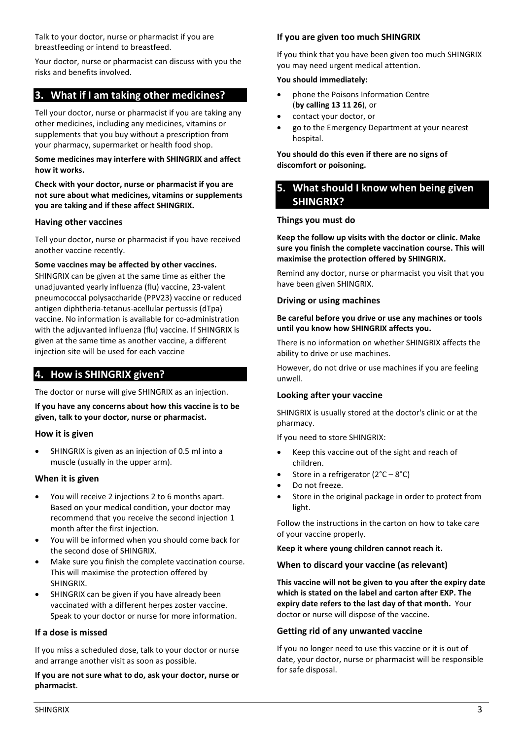Talk to your doctor, nurse or pharmacist if you are breastfeeding or intend to breastfeed.

Your doctor, nurse or pharmacist can discuss with you the risks and benefits involved.

## 3. What if I am taking other medicines?

Tell your doctor, nurse or pharmacist if you are taking any other medicines, including any medicines, vitamins or supplements that you buy without a prescription from your pharmacy, supermarket or health food shop.

**Some medicines may interfere with SHINGRIX and affect how it works.**

**Check with your doctor, nurse or pharmacist if you are not sure about what medicines, vitamins or supplements you are taking and if these affect SHINGRIX.**

### Having other vaccines

Tell your doctor, nurse or pharmacist if you have received another vaccine recently.

**Some vaccines may be affected by other vaccines.** SHINGRIX can be given at the same time as either the unadjuvanted yearly influenza (flu) vaccine, 23-valent pneumococcal polysaccharide (PPV23) vaccine or reduced antigen diphtheria-tetanus-acellular pertussis (dTpa) vaccine. No information is available for co-administration with the adjuvanted influenza (flu) vaccine. If SHINGRIX is given at the same time as another vaccine, a different injection site will be used for each vaccine

## 4. How is SHINGRIX given?

The doctor or nurse will give SHINGRIX as an injection.

**If you have any concerns about how this vaccine is to be given, talk to your doctor, nurse or pharmacist.**

### How it is given

- SHINGRIX is given as an injection of 0.5 ml into a muscle (usually in the upper arm).

### When it is given

- You will receive 2 injections 2 to 6 months apart. Based on your medical condition, your doctor may recommend that you receive the second injection 1 month after the first injection.
- You will be informed when you should come back for the second dose of SHINGRIX.
- Make sure you finish the complete vaccination course. This will maximise the protection offered by SHINGRIX.
- SHINGRIX can be given if you have already been vaccinated with a different herpes zoster vaccine. Speak to your doctor or nurse for more information.

### If a dose is missed

If you miss a scheduled dose, talk to your doctor or nurse and arrange another visit as soon as possible.

**If you are not sure what to do, ask your doctor, nurse or pharmacist**.

### If you are given too much SHINGRIX

If you think that you have been given too much SHINGRIX you may need urgent medical attention.

**You should immediately:**

- phone the Poisons Information Centre (**by calling 13 11 26**), or
- contact your doctor, or
- go to the Emergency Department at your nearest hospital.

**You should do this even if there are no signs of discomfort or poisoning.**

## 5. What should I know when being given SHINGRIX?

### Things you must do

**Keep the follow up visits with the doctor or clinic. Make sure you finish the complete vaccination course. This will maximise the protection offered by SHINGRIX.**

Remind any doctor, nurse or pharmacist you visit that you have been given SHINGRIX.

### Driving or using machines

**Be careful before you drive or use any machines or tools until you know how SHINGRIX affects you.**

There is no information on whether SHINGRIX affects the ability to drive or use machines.

However, do not drive or use machines if you are feeling unwell.

### Looking after your vaccine

SHINGRIX is usually stored at the doctor's clinic or at the pharmacy.

If you need to store SHINGRIX:

- Keep this vaccine out of the sight and reach of children.
- Store in a refrigerator (2°C – 8°C)
- Do not freeze.
- Store in the original package in order to protect from light.

Follow the instructions in the carton on how to take care of your vaccine properly.

**Keep it where young children cannot reach it.**

### When to discard your vaccine (as relevant)

**This vaccine will not be given to you after the expiry date which is stated on the label and carton after EXP. The expiry date refers to the last day of that month.** Your doctor or nurse will dispose of the vaccine.

### Getting rid of any unwanted vaccine

If you no longer need to use this vaccine or it is out of date, your doctor, nurse or pharmacist will be responsible for safe disposal.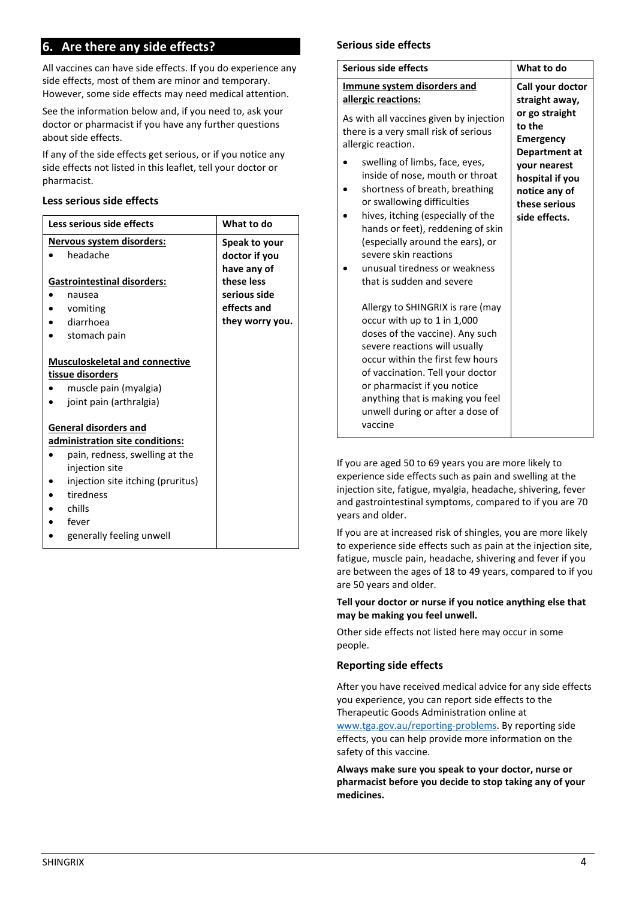## 6. Are there any side effects?

All vaccines can have side effects. If you do experience any side effects, most of them are minor and temporary. However, some side effects may need medical attention.

See the information below and, if you need to, ask your doctor or pharmacist if you have any further questions about side effects.

If any of the side effects get serious, or if you notice any side effects not listed in this leaflet, tell your doctor or pharmacist.

### Less serious side effects

| Less serious side effects | What to do |
|---|---|
| **Nervous system disorders:**<br>• headache<br><br>**Gastrointestinal disorders:**<br>• nausea<br>• vomiting<br>• diarrhoea<br>• stomach pain<br><br>**Musculoskeletal and connective tissue disorders**<br>• muscle pain (myalgia)<br>• joint pain (arthralgia)<br><br>**General disorders and administration site conditions:**<br>• pain, redness, swelling at the injection site<br>• injection site itching (pruritus)<br>• tiredness<br>• chills<br>• fever<br>• generally feeling unwell | **Speak to your doctor if you have any of these less serious side effects and they worry you.** |

### Serious side effects

| Serious side effects | What to do |
|---|---|
| **Immune system disorders and allergic reactions:**<br><br>As with all vaccines given by injection there is a very small risk of serious allergic reaction.<br>• swelling of limbs, face, eyes, inside of nose, mouth or throat<br>• shortness of breath, breathing or swallowing difficulties<br>• hives, itching (especially of the hands or feet), reddening of skin (especially around the ears), or severe skin reactions<br>• unusual tiredness or weakness that is sudden and severe<br><br>Allergy to SHINGRIX is rare (may occur with up to 1 in 1,000 doses of the vaccine). Any such severe reactions will usually occur within the first few hours of vaccination. Tell your doctor or pharmacist if you notice anything that is making you feel unwell during or after a dose of vaccine | **Call your doctor straight away, or go straight to the Emergency Department at your nearest hospital if you notice any of these serious side effects.** |

If you are aged 50 to 69 years you are more likely to experience side effects such as pain and swelling at the injection site, fatigue, myalgia, headache, shivering, fever and gastrointestinal symptoms, compared to if you are 70 years and older.

If you are at increased risk of shingles, you are more likely to experience side effects such as pain at the injection site, fatigue, muscle pain, headache, shivering and fever if you are between the ages of 18 to 49 years, compared to if you are 50 years and older.

**Tell your doctor or nurse if you notice anything else that may be making you feel unwell.**

Other side effects not listed here may occur in some people.

### Reporting side effects

After you have received medical advice for any side effects you experience, you can report side effects to the Therapeutic Goods Administration online at www.tga.gov.au/reporting-problems. By reporting side effects, you can help provide more information on the safety of this vaccine.

**Always make sure you speak to your doctor, nurse or pharmacist before you decide to stop taking any of your medicines.**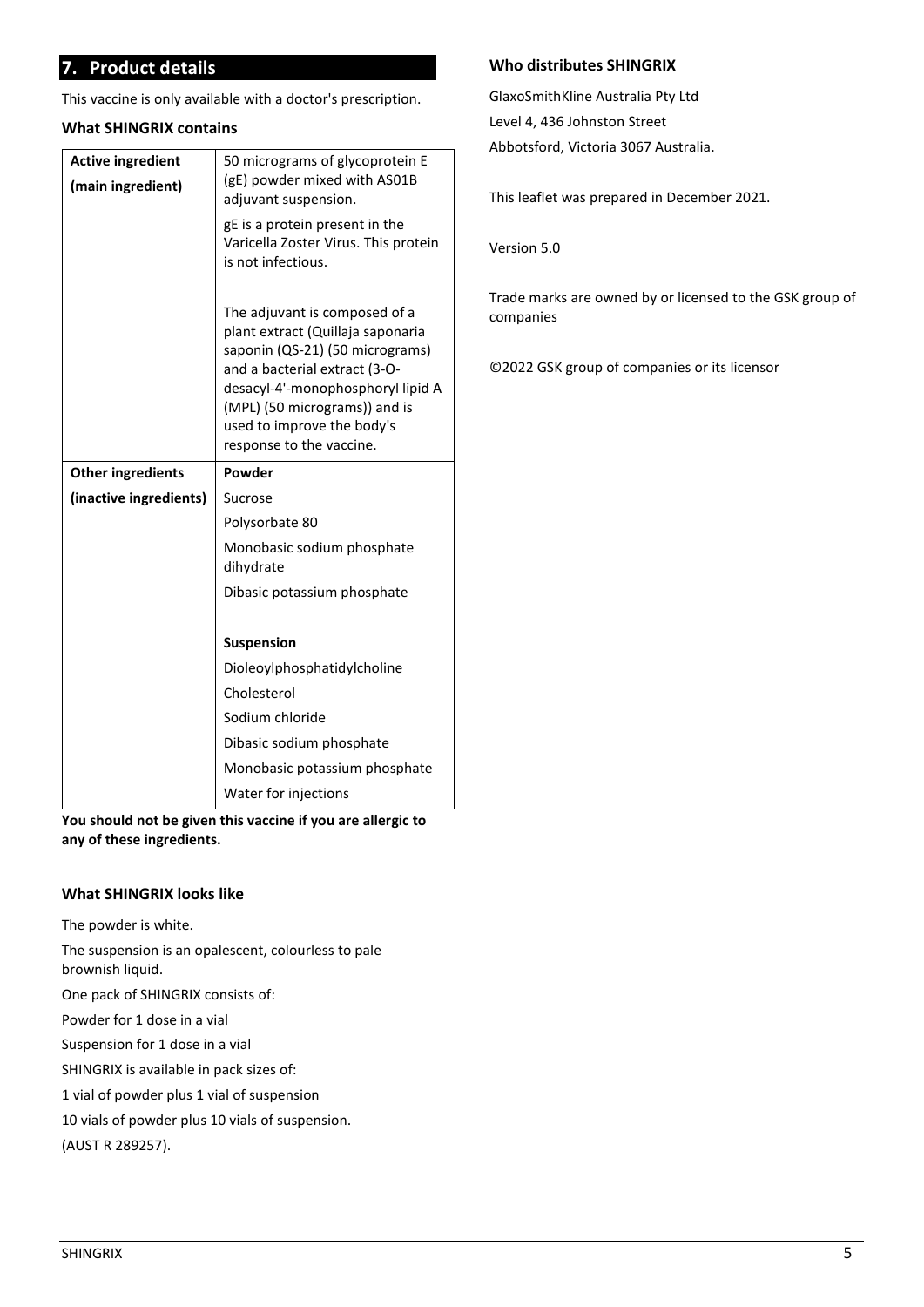## 7. Product details

This vaccine is only available with a doctor's prescription.

### What SHINGRIX contains

| | |
|---|---|
| **Active ingredient (main ingredient)** | 50 micrograms of glycoprotein E (gE) powder mixed with AS01B adjuvant suspension.<br>gE is a protein present in the Varicella Zoster Virus. This protein is not infectious.<br><br>The adjuvant is composed of a plant extract (Quillaja saponaria saponin (QS-21) (50 micrograms) and a bacterial extract (3-O-desacyl-4'-monophosphoryl lipid A (MPL) (50 micrograms)) and is used to improve the body's response to the vaccine. |
| **Other ingredients (inactive ingredients)** | **Powder**<br>Sucrose<br>Polysorbate 80<br>Monobasic sodium phosphate dihydrate<br>Dibasic potassium phosphate<br><br>**Suspension**<br>Dioleoylphosphatidylcholine<br>Cholesterol<br>Sodium chloride<br>Dibasic sodium phosphate<br>Monobasic potassium phosphate<br>Water for injections |

**You should not be given this vaccine if you are allergic to any of these ingredients.**

### What SHINGRIX looks like

The powder is white.

The suspension is an opalescent, colourless to pale brownish liquid.

One pack of SHINGRIX consists of:

Powder for 1 dose in a vial

Suspension for 1 dose in a vial

SHINGRIX is available in pack sizes of:

1 vial of powder plus 1 vial of suspension

10 vials of powder plus 10 vials of suspension.

(AUST R 289257).

### Who distributes SHINGRIX

GlaxoSmithKline Australia Pty Ltd

Level 4, 436 Johnston Street

Abbotsford, Victoria 3067 Australia.

This leaflet was prepared in December 2021.

Version 5.0

Trade marks are owned by or licensed to the GSK group of companies

©2022 GSK group of companies or its licensor